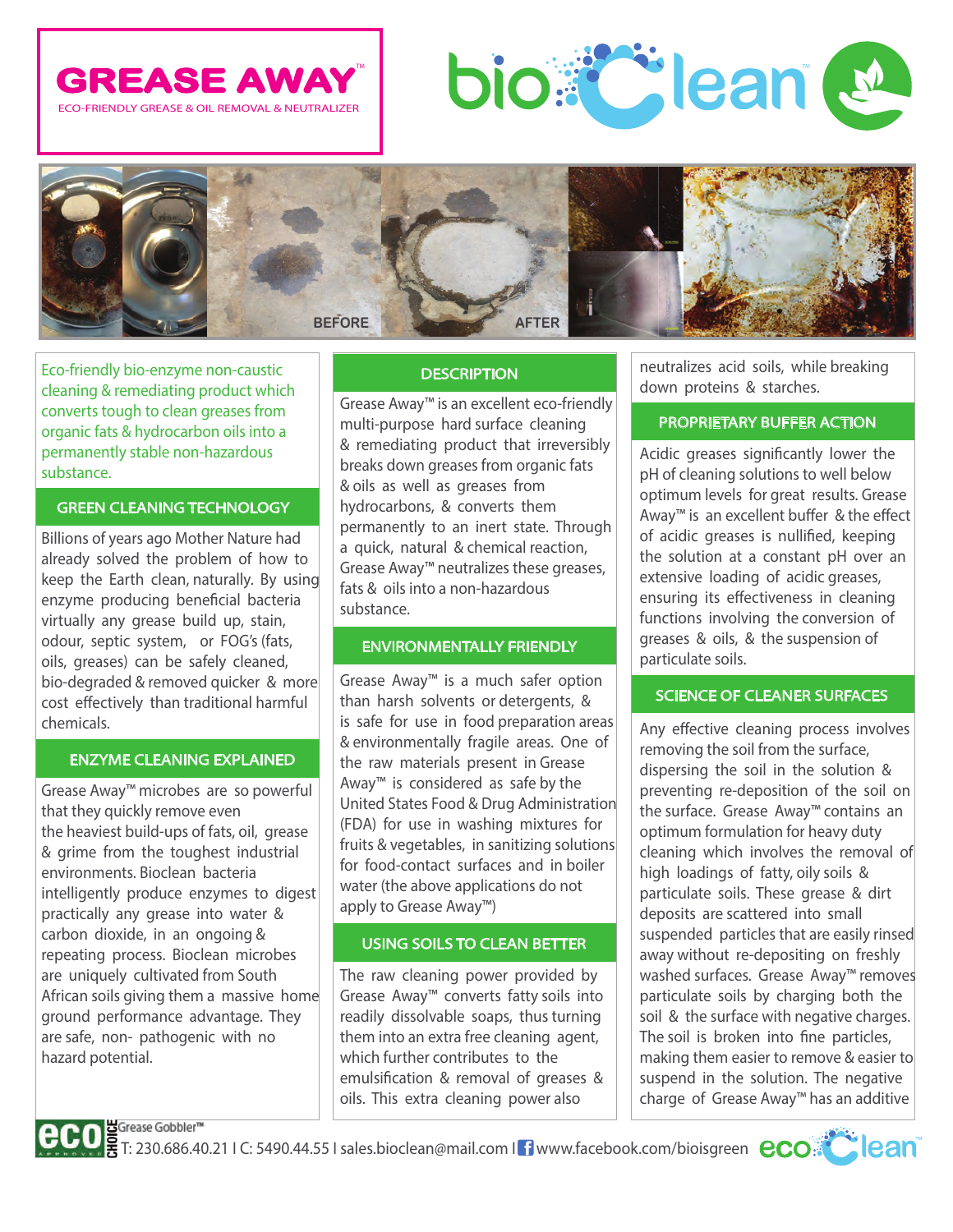# GREASE AWAY™

ECO-FRIENDLY GREASE & OIL REMOVAL & NEUTRALIZER

bioClean™

BEFORE AFTER

Eco-friendly bio-enzyme non-caustic cleaning & remediating product which converts tough to clean greases from organic fats & hydrocarbon oils into a permanently stable non-hazardous substance.

## GREEN CLEANING TECHNOLOGY

Billions of years ago Mother Nature had already solved the problem of how to keep the Earth clean, naturally. By using enzyme producing beneficial bacteria virtually any grease build up, stain, odour, septic system, or FOG's (fats, oils, greases) can be safely cleaned, bio-degraded & removed quicker & more cost effectively than traditional harmful chemicals.

## ENZYME CLEANING EXPLAINED

Grease Away™ microbes are so powerful that they quickly remove even the heaviest build-ups of fats, oil, grease & grime from the toughest industrial environments. Bioclean bacteria intelligently produce enzymes to digest practically any grease into water & carbon dioxide, in an ongoing & repeating process. Bioclean microbes are uniquely cultivated from South African soils giving them a massive home ground performance advantage. They are safe, non- pathogenic with no hazard potential.

## DESCRIPTION

Grease Away™ is an excellent eco-friendly multi-purpose hard surface cleaning & remediating product that irreversibly breaks down greases from organic fats & oils as well as greases from hydrocarbons, & converts them permanently to an inert state. Through a quick, natural & chemical reaction, Grease Away™ neutralizes these greases, fats & oils into a non-hazardous substance.

## ENVIRONMENTALLY FRIENDLY

Grease Away™ is a much safer option than harsh solvents or detergents, & is safe for use in food preparation areas & environmentally fragile areas. One of the raw materials present in Grease Away™ is considered as safe by the United States Food & Drug Administration (FDA) for use in washing mixtures for fruits & vegetables, in sanitizing solutions for food-contact surfaces and in boiler water (the above applications do not apply to Grease Away™)

## USING SOILS TO CLEAN BETTER

The raw cleaning power provided by Grease Away™ converts fatty soils into readily dissolvable soaps, thus turning them into an extra free cleaning agent, which further contributes to the emulsification & removal of greases & oils. This extra cleaning power also neutralizes acid soils, while breaking down proteins & starches.

## PROPRIETARY BUFFER ACTION

Acidic greases significantly lower the pH of cleaning solutions to well below optimum levels for great results. Grease Away™ is an excellent buffer & the effect of acidic greases is nullified, keeping the solution at a constant pH over an extensive loading of acidic greases, ensuring its effectiveness in cleaning functions involving the conversion of greases & oils, & the suspension of particulate soils.

## SCIENCE OF CLEANER SURFACES

Any effective cleaning process involves removing the soil from the surface, dispersing the soil in the solution & preventing re-deposition of the soil on the surface. Grease Away™ contains an optimum formulation for heavy duty cleaning which involves the removal of high loadings of fatty, oily soils & particulate soils. These grease & dirt deposits are scattered into small suspended particles that are easily rinsed away without re-depositing on freshly washed surfaces. Grease Away™ removes particulate soils by charging both the soil & the surface with negative charges. The soil is broken into fine particles, making them easier to remove & easier to suspend in the solution. The negative charge of Grease Away™ has an additive

eco CHOICE Grease Gobbler™

T: 230.686.40.21 I C: 5490.44.55 I sales.bioclean@mail.com I www.facebook.com/bioisgreen ecoClean™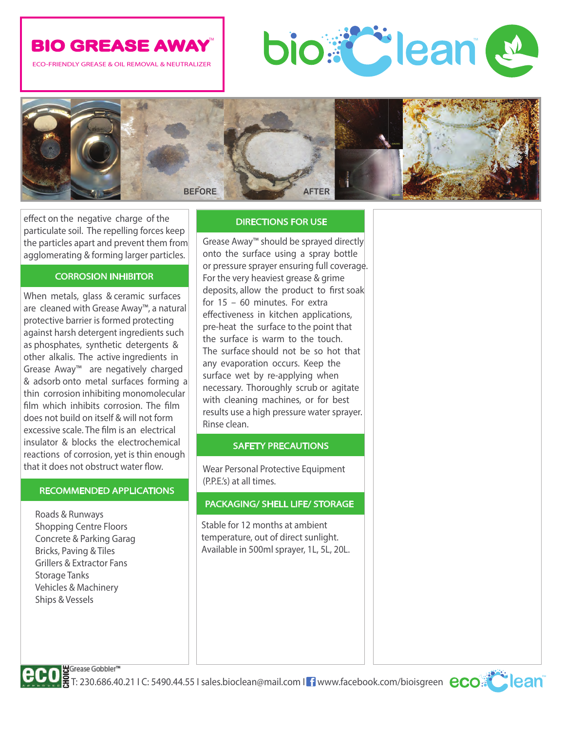# BIO GREASE AWAY™

ECO-FRIENDLY GREASE & OIL REMOVAL & NEUTRALIZER

bioClean™

BEFORE

AFTER

effect on the negative charge of the particulate soil. The repelling forces keep the particles apart and prevent them from agglomerating & forming larger particles.

## CORROSION INHIBITOR

When metals, glass & ceramic surfaces are cleaned with Grease Away™, a natural protective barrier is formed protecting against harsh detergent ingredients such as phosphates, synthetic detergents & other alkalis. The active ingredients in Grease Away™ are negatively charged & adsorb onto metal surfaces forming a thin corrosion inhibiting monomolecular film which inhibits corrosion. The film does not build on itself & will not form excessive scale. The film is an electrical insulator & blocks the electrochemical reactions of corrosion, yet is thin enough that it does not obstruct water flow.

## RECOMMENDED APPLICATIONS

- Roads & Runways
- Shopping Centre Floors
- Concrete & Parking Garag
- Bricks, Paving & Tiles
- Grillers & Extractor Fans
- Storage Tanks
- Vehicles & Machinery
- Ships & Vessels

## DIRECTIONS FOR USE

Grease Away™ should be sprayed directly onto the surface using a spray bottle or pressure sprayer ensuring full coverage. For the very heaviest grease & grime deposits, allow the product to first soak for 15 – 60 minutes. For extra effectiveness in kitchen applications, pre-heat the surface to the point that the surface is warm to the touch. The surface should not be so hot that any evaporation occurs. Keep the surface wet by re-applying when necessary. Thoroughly scrub or agitate with cleaning machines, or for best results use a high pressure water sprayer. Rinse clean.

## SAFETY PRECAUTIONS

Wear Personal Protective Equipment (P.P.E.'s) at all times.

## PACKAGING/ SHELL LIFE/ STORAGE

Stable for 12 months at ambient temperature, out of direct sunlight. Available in 500ml sprayer, 1L, 5L, 20L.

eco CHOICE APPROVED Grease Gobbler™

T: 230.686.40.21 I C: 5490.44.55 I sales.bioclean@mail.com I www.facebook.com/bioisgreen ecoClean™